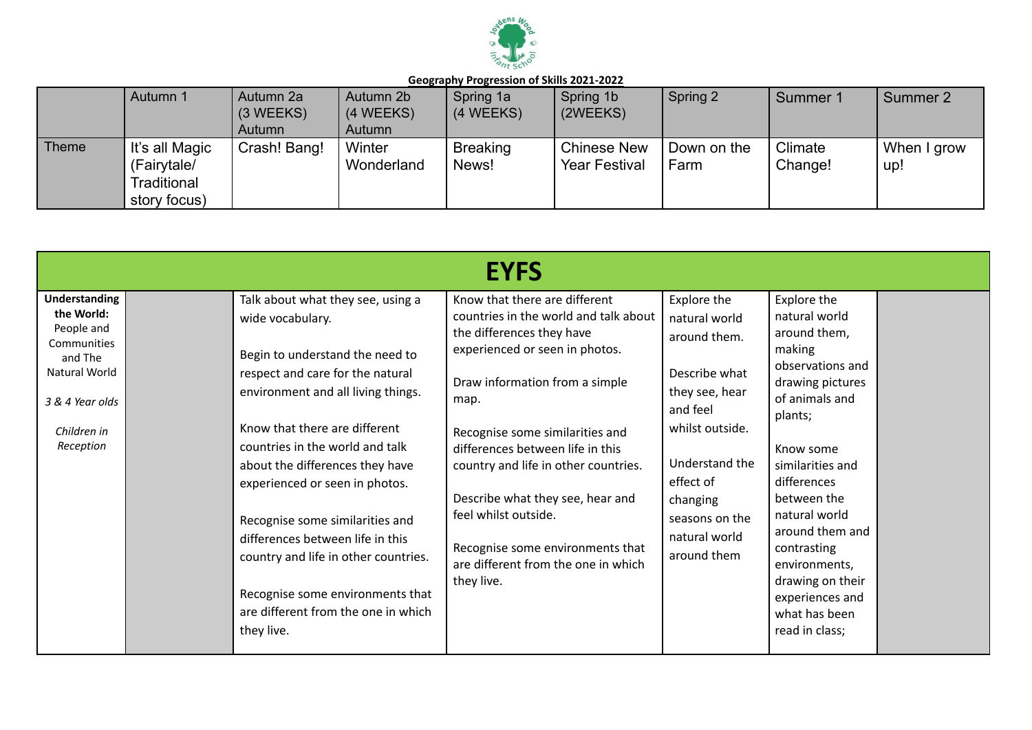Joydens Wood Infant School

**Geography Progression of Skills 2021-2022**

| | Autumn 1 | Autumn 2a (3 WEEKS) Autumn | Autumn 2b (4 WEEKS) Autumn | Spring 1a (4 WEEKS) | Spring 1b (2WEEKS) | Spring 2 | Summer 1 | Summer 2 |
|---|---|---|---|---|---|---|---|---|
| Theme | It's all Magic (Fairytale/ Traditional story focus) | Crash! Bang! | Winter Wonderland | Breaking News! | Chinese New Year Festival | Down on the Farm | Climate Change! | When I grow up! |

# EYFS

| | Autumn 1 | Autumn 2a / Autumn 2b | Spring 1a / Spring 1b | Spring 2 | Summer 1 | Summer 2 |
|---|---|---|---|---|---|---|
| **Understanding the World:** People and Communities and The Natural World<br><br>*3 & 4 Year olds*<br><br>*Children in Reception* | | Talk about what they see, using a wide vocabulary.<br><br>Begin to understand the need to respect and care for the natural environment and all living things.<br><br>Know that there are different countries in the world and talk about the differences they have experienced or seen in photos.<br><br>Recognise some similarities and differences between life in this country and life in other countries.<br><br>Recognise some environments that are different from the one in which they live. | Know that there are different countries in the world and talk about the differences they have experienced or seen in photos.<br><br>Draw information from a simple map.<br><br>Recognise some similarities and differences between life in this country and life in other countries.<br><br>Describe what they see, hear and feel whilst outside.<br><br>Recognise some environments that are different from the one in which they live. | Explore the natural world around them.<br><br>Describe what they see, hear and feel whilst outside.<br><br>Understand the effect of changing seasons on the natural world around them | Explore the natural world around them, making observations and drawing pictures of animals and plants;<br><br>Know some similarities and differences between the natural world around them and contrasting environments, drawing on their experiences and what has been read in class; | |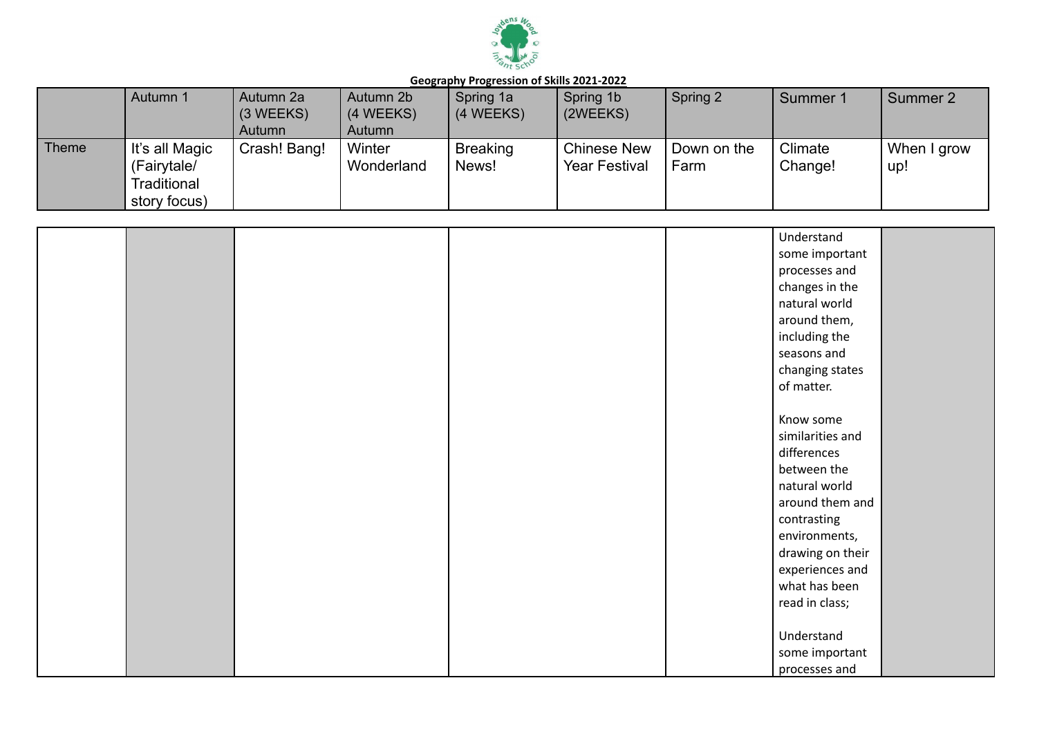**Geography Progression of Skills 2021-2022**

| | Autumn 1 | Autumn 2a (3 WEEKS) Autumn | Autumn 2b (4 WEEKS) Autumn | Spring 1a (4 WEEKS) | Spring 1b (2WEEKS) | Spring 2 | Summer 1 | Summer 2 |
|---|---|---|---|---|---|---|---|---|
| Theme | It's all Magic (Fairytale/ Traditional story focus) | Crash! Bang! | Winter Wonderland | Breaking News! | Chinese New Year Festival | Down on the Farm | Climate Change! | When I grow up! |

| | | | | | | |
|---|---|---|---|---|---|---|
| | | | | | Understand some important processes and changes in the natural world around them, including the seasons and changing states of matter.<br><br>Know some similarities and differences between the natural world around them and contrasting environments, drawing on their experiences and what has been read in class;<br><br>Understand some important processes and | |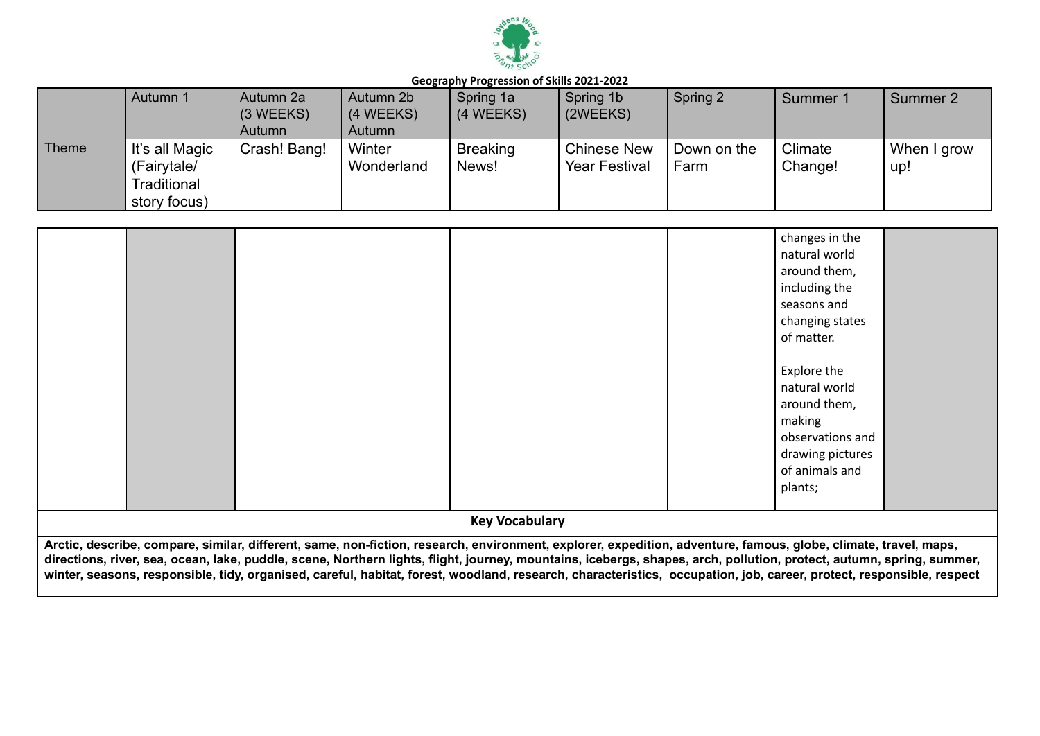**Geography Progression of Skills 2021-2022**

| | Autumn 1 | Autumn 2a (3 WEEKS) Autumn | Autumn 2b (4 WEEKS) Autumn | Spring 1a (4 WEEKS) | Spring 1b (2WEEKS) | Spring 2 | Summer 1 | Summer 2 |
|---|---|---|---|---|---|---|---|---|
| Theme | It's all Magic (Fairytale/ Traditional story focus) | Crash! Bang! | Winter Wonderland | Breaking News! | Chinese New Year Festival | Down on the Farm | Climate Change! | When I grow up! |
| | | | | | | | changes in the natural world around them, including the seasons and changing states of matter.<br><br>Explore the natural world around them, making observations and drawing pictures of animals and plants; | |

**Key Vocabulary**

**Arctic, describe, compare, similar, different, same, non-fiction, research, environment, explorer, expedition, adventure, famous, globe, climate, travel, maps, directions, river, sea, ocean, lake, puddle, scene, Northern lights, flight, journey, mountains, icebergs, shapes, arch, pollution, protect, autumn, spring, summer, winter, seasons, responsible, tidy, organised, careful, habitat, forest, woodland, research, characteristics, occupation, job, career, protect, responsible, respect**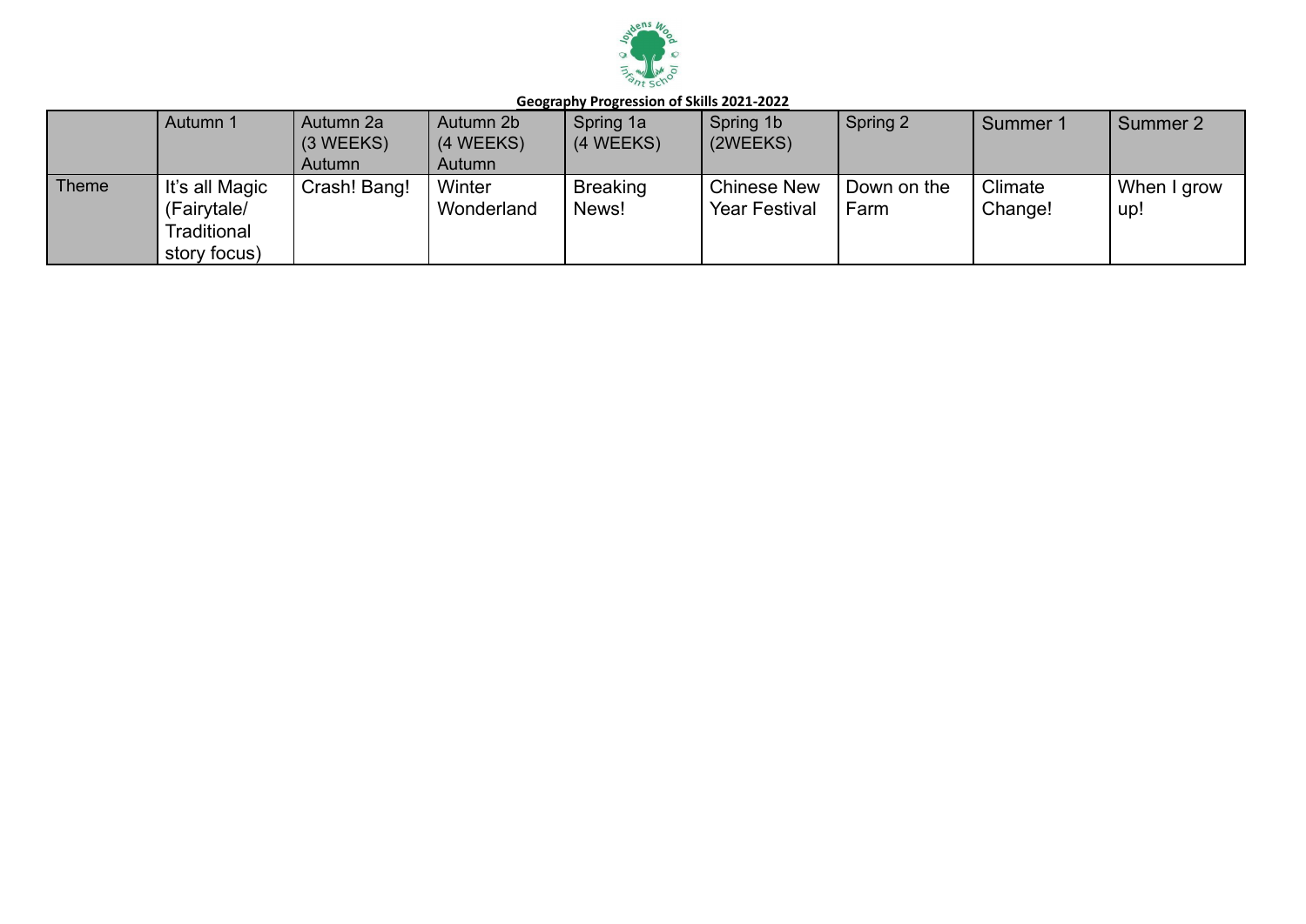**Geography Progression of Skills 2021-2022**

| | Autumn 1 | Autumn 2a (3 WEEKS) Autumn | Autumn 2b (4 WEEKS) Autumn | Spring 1a (4 WEEKS) | Spring 1b (2WEEKS) | Spring 2 | Summer 1 | Summer 2 |
|---|---|---|---|---|---|---|---|---|
| Theme | It's all Magic (Fairytale/ Traditional story focus) | Crash! Bang! | Winter Wonderland | Breaking News! | Chinese New Year Festival | Down on the Farm | Climate Change! | When I grow up! |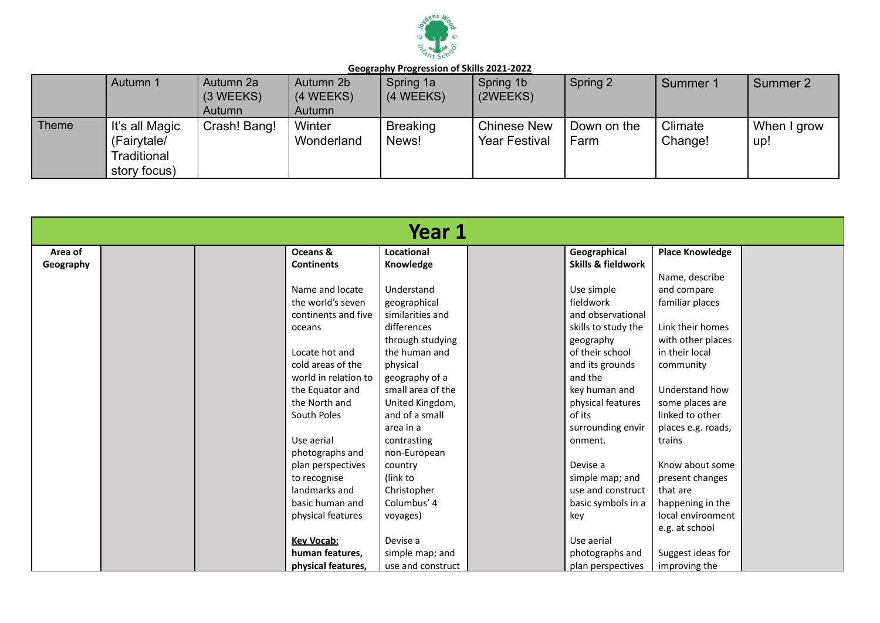Geography Progression of Skills 2021-2022

| | Autumn 1 | Autumn 2a (3 WEEKS) Autumn | Autumn 2b (4 WEEKS) Autumn | Spring 1a (4 WEEKS) | Spring 1b (2WEEKS) | Spring 2 | Summer 1 | Summer 2 |
|---|---|---|---|---|---|---|---|---|
| Theme | It's all Magic (Fairytale/ Traditional story focus) | Crash! Bang! | Winter Wonderland | Breaking News! | Chinese New Year Festival | Down on the Farm | Climate Change! | When I grow up! |

| Year 1 | | | | | | | | |
|---|---|---|---|---|---|---|---|---|
| **Area of Geography** | | | **Oceans & Continents**<br><br>Name and locate the world's seven continents and five oceans<br><br>Locate hot and cold areas of the world in relation to the Equator and the North and South Poles<br><br>Use aerial photographs and plan perspectives to recognise landmarks and basic human and physical features<br><br>**Key Vocab: human features, physical features,** | **Locational Knowledge**<br><br>Understand geographical similarities and differences through studying the human and physical geography of a small area of the United Kingdom, and of a small area in a contrasting non-European country (link to Christopher Columbus' 4 voyages)<br><br>Devise a simple map; and use and construct | | **Geographical Skills & fieldwork**<br><br>Use simple fieldwork and observational skills to study the geography of their school and its grounds and the key human and physical features of its surrounding envir onment.<br><br>Devise a simple map; and use and construct basic symbols in a key<br><br>Use aerial photographs and plan perspectives | **Place Knowledge**<br><br>Name, describe and compare familiar places<br><br>Link their homes with other places in their local community<br><br>Understand how some places are linked to other places e.g. roads, trains<br><br>Know about some present changes that are happening in the local environment e.g. at school<br><br>Suggest ideas for improving the | |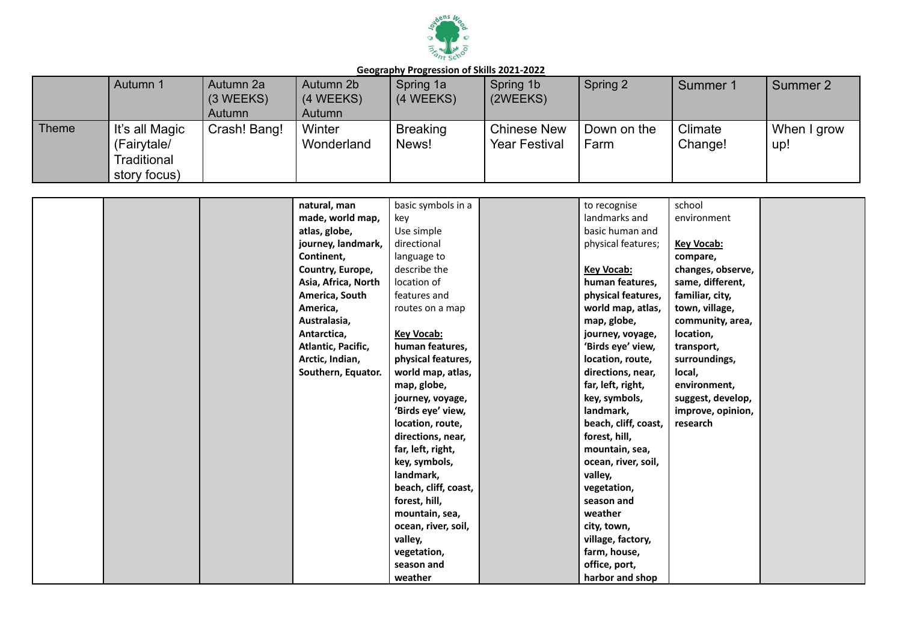**Geography Progression of Skills 2021-2022**

| | Autumn 1 | Autumn 2a (3 WEEKS) Autumn | Autumn 2b (4 WEEKS) Autumn | Spring 1a (4 WEEKS) | Spring 1b (2WEEKS) | Spring 2 | Summer 1 | Summer 2 |
|---|---|---|---|---|---|---|---|---|
| Theme | It's all Magic (Fairytale/ Traditional story focus) | Crash! Bang! | Winter Wonderland | Breaking News! | Chinese New Year Festival | Down on the Farm | Climate Change! | When I grow up! |
| | | | **natural, man made, world map, atlas, globe, journey, landmark, Continent, Country, Europe, Asia, Africa, North America, South America, Australasia, Antarctica, Atlantic, Pacific, Arctic, Indian, Southern, Equator.** | basic symbols in a key<br>Use simple directional language to describe the location of features and routes on a map<br><br>**Key Vocab:**<br>**human features, physical features, world map, atlas, map, globe, journey, voyage, 'Birds eye' view, location, route, directions, near, far, left, right, key, symbols, landmark, beach, cliff, coast, forest, hill, mountain, sea, ocean, river, soil, valley, vegetation, season and weather** | | to recognise landmarks and basic human and physical features;<br><br>**Key Vocab:**<br>**human features, physical features, world map, atlas, map, globe, journey, voyage, 'Birds eye' view, location, route, directions, near, far, left, right, key, symbols, landmark, beach, cliff, coast, forest, hill, mountain, sea, ocean, river, soil, valley, vegetation, season and weather city, town, village, factory, farm, house, office, port, harbor and shop** | school environment<br><br>**Key Vocab:**<br>**compare, changes, observe, same, different, familiar, city, town, village, community, area, location, transport, surroundings, local, environment, suggest, develop, improve, opinion, research** | |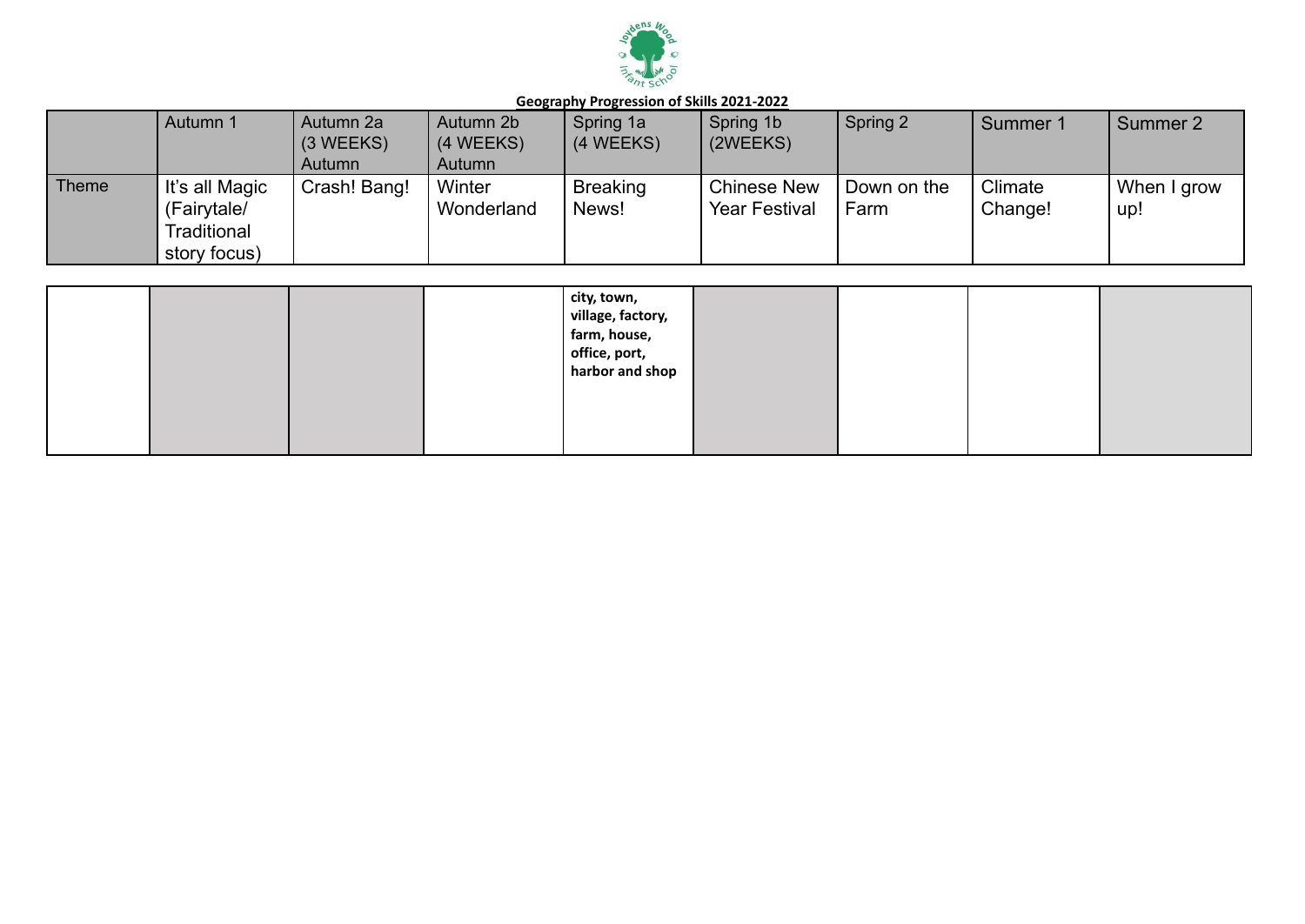**Geography Progression of Skills 2021-2022**

| | Autumn 1 | Autumn 2a (3 WEEKS) Autumn | Autumn 2b (4 WEEKS) Autumn | Spring 1a (4 WEEKS) | Spring 1b (2WEEKS) | Spring 2 | Summer 1 | Summer 2 |
|---|---|---|---|---|---|---|---|---|
| Theme | It's all Magic (Fairytale/ Traditional story focus) | Crash! Bang! | Winter Wonderland | Breaking News! | Chinese New Year Festival | Down on the Farm | Climate Change! | When I grow up! |
| | | | | **city, town, village, factory, farm, house, office, port, harbor and shop** | | | | |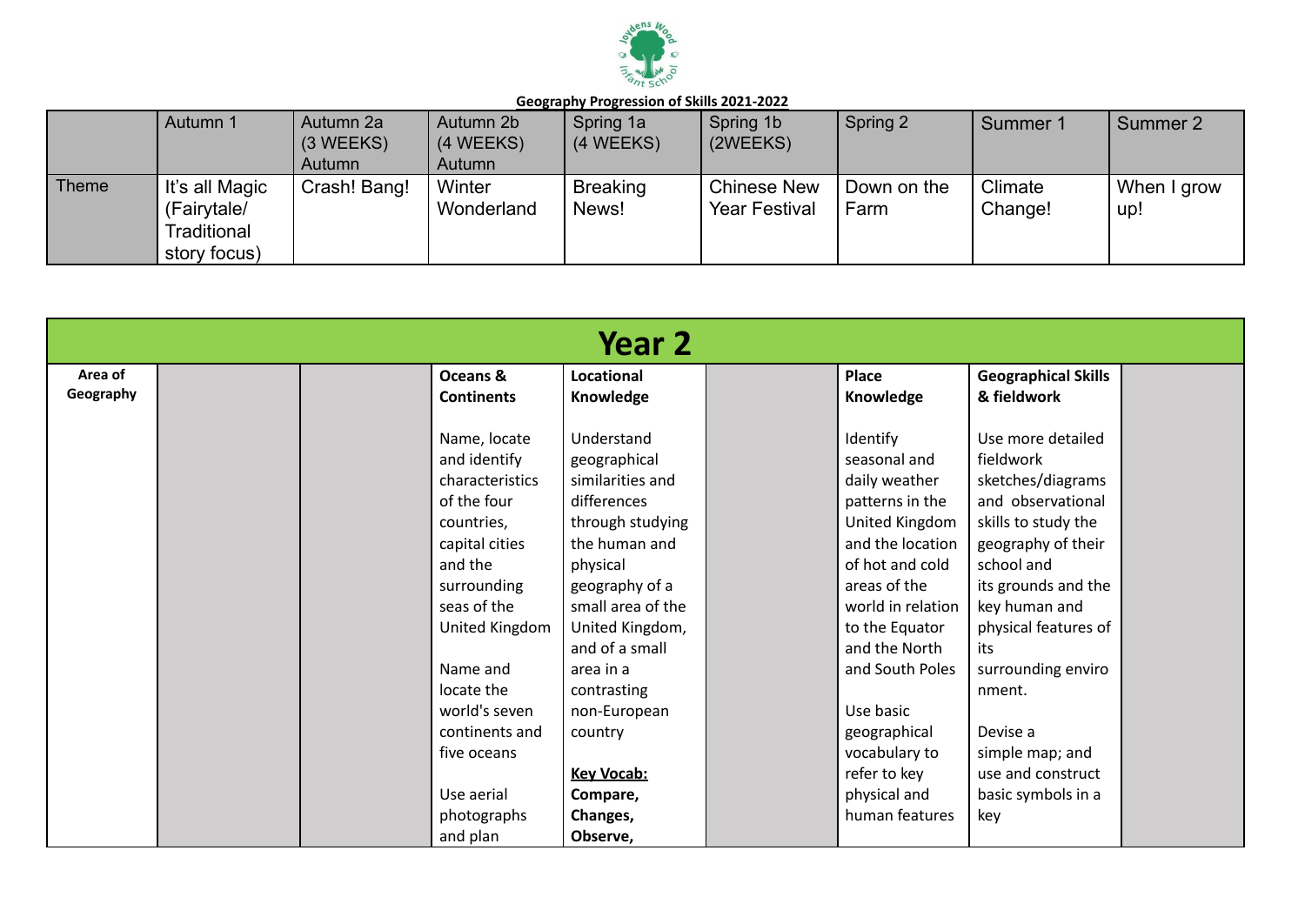**Geography Progression of Skills 2021-2022**

| | Autumn 1 | Autumn 2a (3 WEEKS) Autumn | Autumn 2b (4 WEEKS) Autumn | Spring 1a (4 WEEKS) | Spring 1b (2WEEKS) | Spring 2 | Summer 1 | Summer 2 |
|---|---|---|---|---|---|---|---|---|
| Theme | It's all Magic (Fairytale/ Traditional story focus) | Crash! Bang! | Winter Wonderland | Breaking News! | Chinese New Year Festival | Down on the Farm | Climate Change! | When I grow up! |

# Year 2

| **Area of Geography** | | | **Oceans & Continents**<br><br>Name, locate and identify characteristics of the four countries, capital cities and the surrounding seas of the United Kingdom<br><br>Name and locate the world's seven continents and five oceans<br><br>Use aerial photographs and plan | **Locational Knowledge**<br><br>Understand geographical similarities and differences through studying the human and physical geography of a small area of the United Kingdom, and of a small area in a contrasting non-European country<br><br>**Key Vocab:**<br>**Compare,**<br>**Changes,**<br>**Observe,** | | **Place Knowledge**<br><br>Identify seasonal and daily weather patterns in the United Kingdom and the location of hot and cold areas of the world in relation to the Equator and the North and South Poles<br><br>Use basic geographical vocabulary to refer to key physical and human features | **Geographical Skills & fieldwork**<br><br>Use more detailed fieldwork sketches/diagrams and observational skills to study the geography of their school and its grounds and the key human and physical features of its surrounding environment.<br><br>Devise a simple map; and use and construct basic symbols in a key | |
|---|---|---|---|---|---|---|---|---|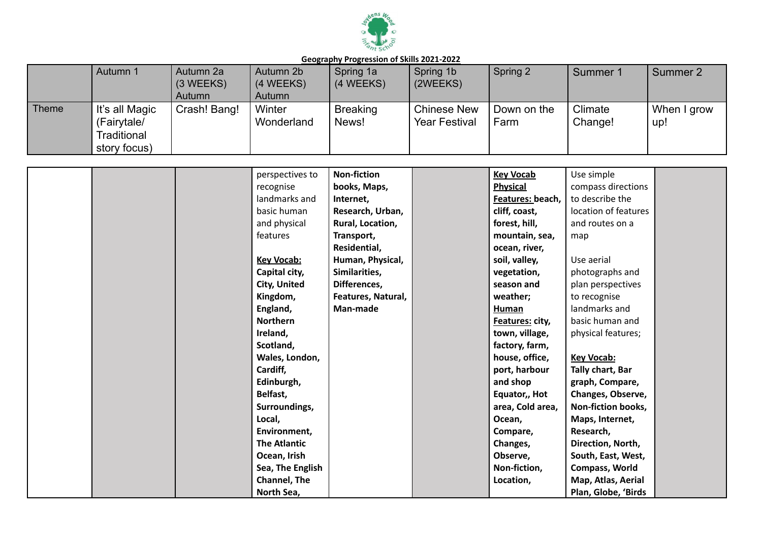Geography Progression of Skills 2021-2022

| | Autumn 1 | Autumn 2a (3 WEEKS) Autumn | Autumn 2b (4 WEEKS) Autumn | Spring 1a (4 WEEKS) | Spring 1b (2WEEKS) | Spring 2 | Summer 1 | Summer 2 |
|---|---|---|---|---|---|---|---|---|
| Theme | It's all Magic (Fairytale/ Traditional story focus) | Crash! Bang! | Winter Wonderland | Breaking News! | Chinese New Year Festival | Down on the Farm | Climate Change! | When I grow up! |
| | | | perspectives to recognise landmarks and basic human and physical features<br><br>**Key Vocab:**<br>**Capital city, City, United Kingdom, England, Northern Ireland, Scotland, Wales, London, Cardiff, Edinburgh, Belfast, Surroundings, Local, Environment, The Atlantic Ocean, Irish Sea, The English Channel, The North Sea,** | **Non-fiction books, Maps, Internet, Research, Urban, Rural, Location, Transport, Residential, Human, Physical, Similarities, Differences, Features, Natural, Man-made** | | **Key Vocab**<br>**Physical Features: beach, cliff, coast, forest, hill, mountain, sea, ocean, river, soil, valley, vegetation, season and weather;**<br>**Human Features: city, town, village, factory, farm, house, office, port, harbour and shop**<br>**Equator,, Hot area, Cold area, Ocean, Compare, Changes, Observe, Non-fiction, Location,** | Use simple compass directions to describe the location of features and routes on a map<br><br>Use aerial photographs and plan perspectives to recognise landmarks and basic human and physical features;<br><br>**Key Vocab:**<br>**Tally chart, Bar graph, Compare, Changes, Observe, Non-fiction books, Maps, Internet, Research, Direction, North, South, East, West, Compass, World Map, Atlas, Aerial Plan, Globe, 'Birds** | |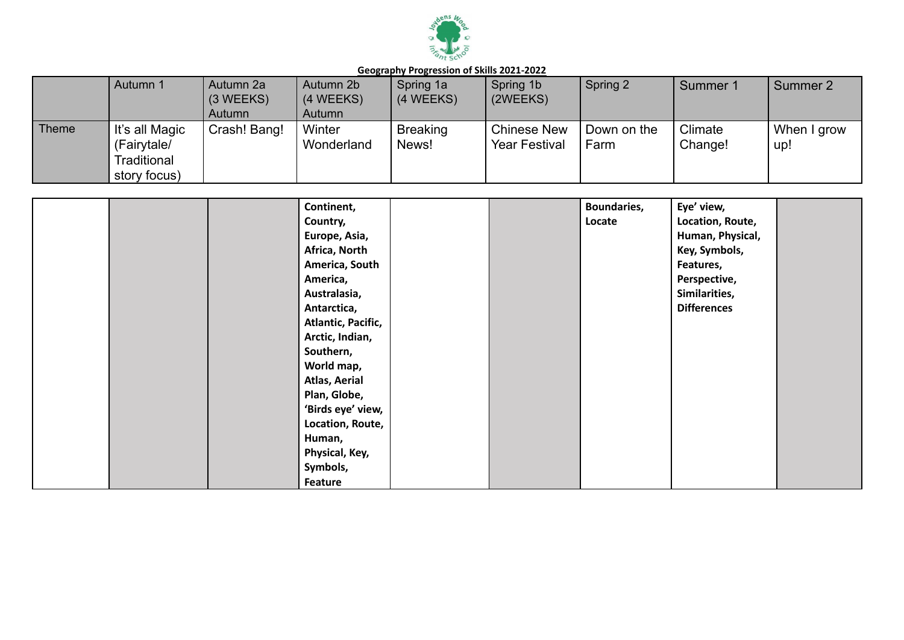Geography Progression of Skills 2021-2022

| | Autumn 1 | Autumn 2a (3 WEEKS) Autumn | Autumn 2b (4 WEEKS) Autumn | Spring 1a (4 WEEKS) | Spring 1b (2WEEKS) | Spring 2 | Summer 1 | Summer 2 |
|---|---|---|---|---|---|---|---|---|
| Theme | It's all Magic (Fairytale/ Traditional story focus) | Crash! Bang! | Winter Wonderland | Breaking News! | Chinese New Year Festival | Down on the Farm | Climate Change! | When I grow up! |
| | | | **Continent, Country, Europe, Asia, Africa, North America, South America, Australasia, Antarctica, Atlantic, Pacific, Arctic, Indian, Southern, World map, Atlas, Aerial Plan, Globe, 'Birds eye' view, Location, Route, Human, Physical, Key, Symbols, Feature** | | | **Boundaries, Locate** | **Eye' view, Location, Route, Human, Physical, Key, Symbols, Features, Perspective, Similarities, Differences** | |